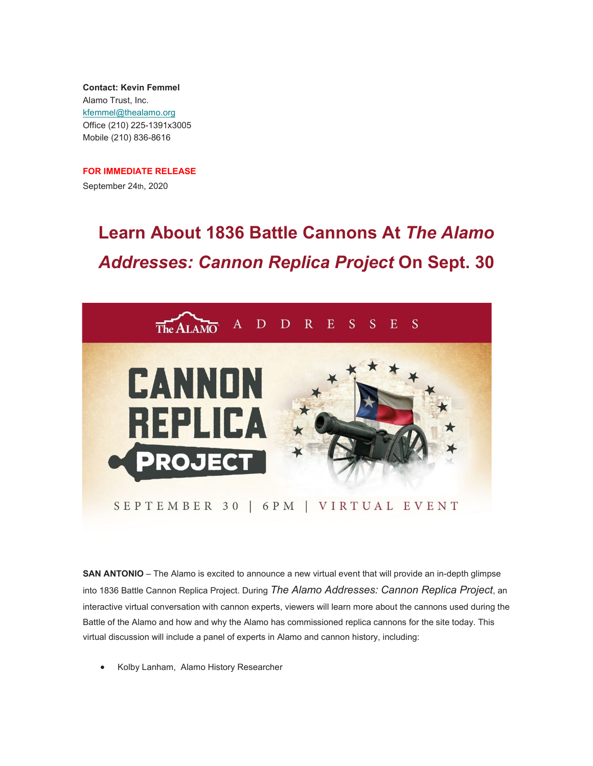**Contact: Kevin Femmel**
Alamo Trust, Inc.
kfemmel@thealamo.org
Office (210) 225-1391x3005
Mobile (210) 836-8616

**FOR IMMEDIATE RELEASE**
September 24th, 2020

# Learn About 1836 Battle Cannons At *The Alamo Addresses: Cannon Replica Project* On Sept. 30

**SAN ANTONIO** – The Alamo is excited to announce a new virtual event that will provide an in-depth glimpse into 1836 Battle Cannon Replica Project. During *The Alamo Addresses: Cannon Replica Project*, an interactive virtual conversation with cannon experts, viewers will learn more about the cannons used during the Battle of the Alamo and how and why the Alamo has commissioned replica cannons for the site today. This virtual discussion will include a panel of experts in Alamo and cannon history, including:

- Kolby Lanham, Alamo History Researcher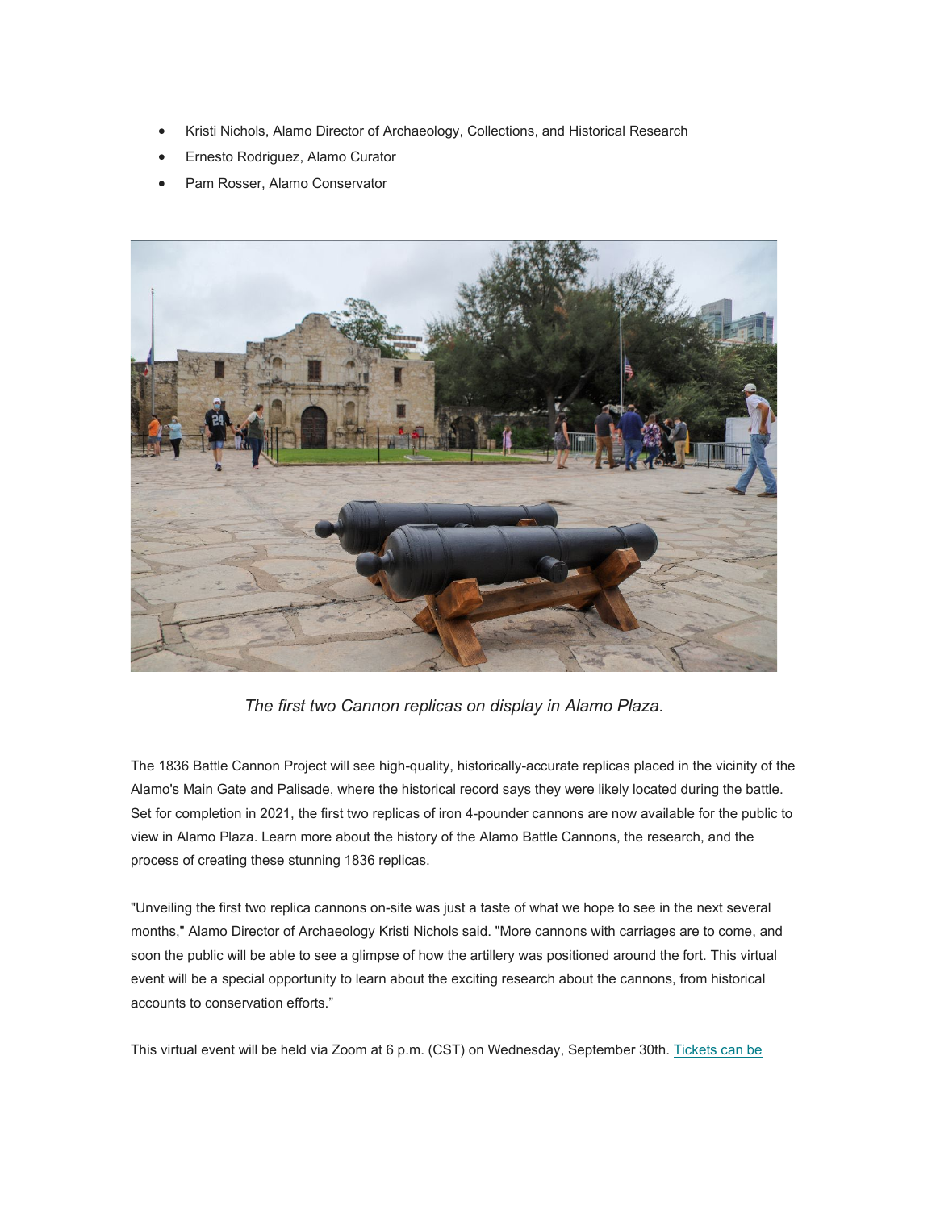- Kristi Nichols, Alamo Director of Archaeology, Collections, and Historical Research
- Ernesto Rodriguez, Alamo Curator
- Pam Rosser, Alamo Conservator

*The first two Cannon replicas on display in Alamo Plaza.*

The 1836 Battle Cannon Project will see high-quality, historically-accurate replicas placed in the vicinity of the Alamo's Main Gate and Palisade, where the historical record says they were likely located during the battle. Set for completion in 2021, the first two replicas of iron 4-pounder cannons are now available for the public to view in Alamo Plaza. Learn more about the history of the Alamo Battle Cannons, the research, and the process of creating these stunning 1836 replicas.

"Unveiling the first two replica cannons on-site was just a taste of what we hope to see in the next several months," Alamo Director of Archaeology Kristi Nichols said. "More cannons with carriages are to come, and soon the public will be able to see a glimpse of how the artillery was positioned around the fort. This virtual event will be a special opportunity to learn about the exciting research about the cannons, from historical accounts to conservation efforts."

This virtual event will be held via Zoom at 6 p.m. (CST) on Wednesday, September 30th. Tickets can be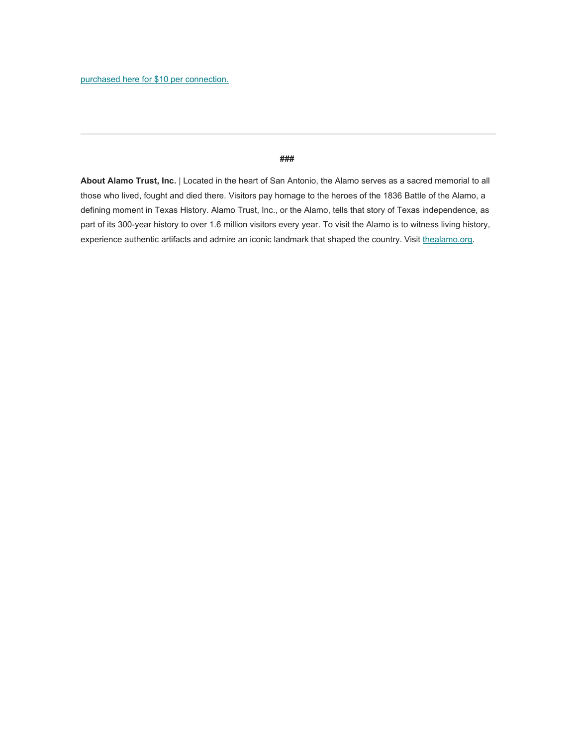purchased here for $10 per connection.

---

**###**

**About Alamo Trust, Inc.** | Located in the heart of San Antonio, the Alamo serves as a sacred memorial to all those who lived, fought and died there. Visitors pay homage to the heroes of the 1836 Battle of the Alamo, a defining moment in Texas History. Alamo Trust, Inc., or the Alamo, tells that story of Texas independence, as part of its 300-year history to over 1.6 million visitors every year. To visit the Alamo is to witness living history, experience authentic artifacts and admire an iconic landmark that shaped the country. Visit thealamo.org.